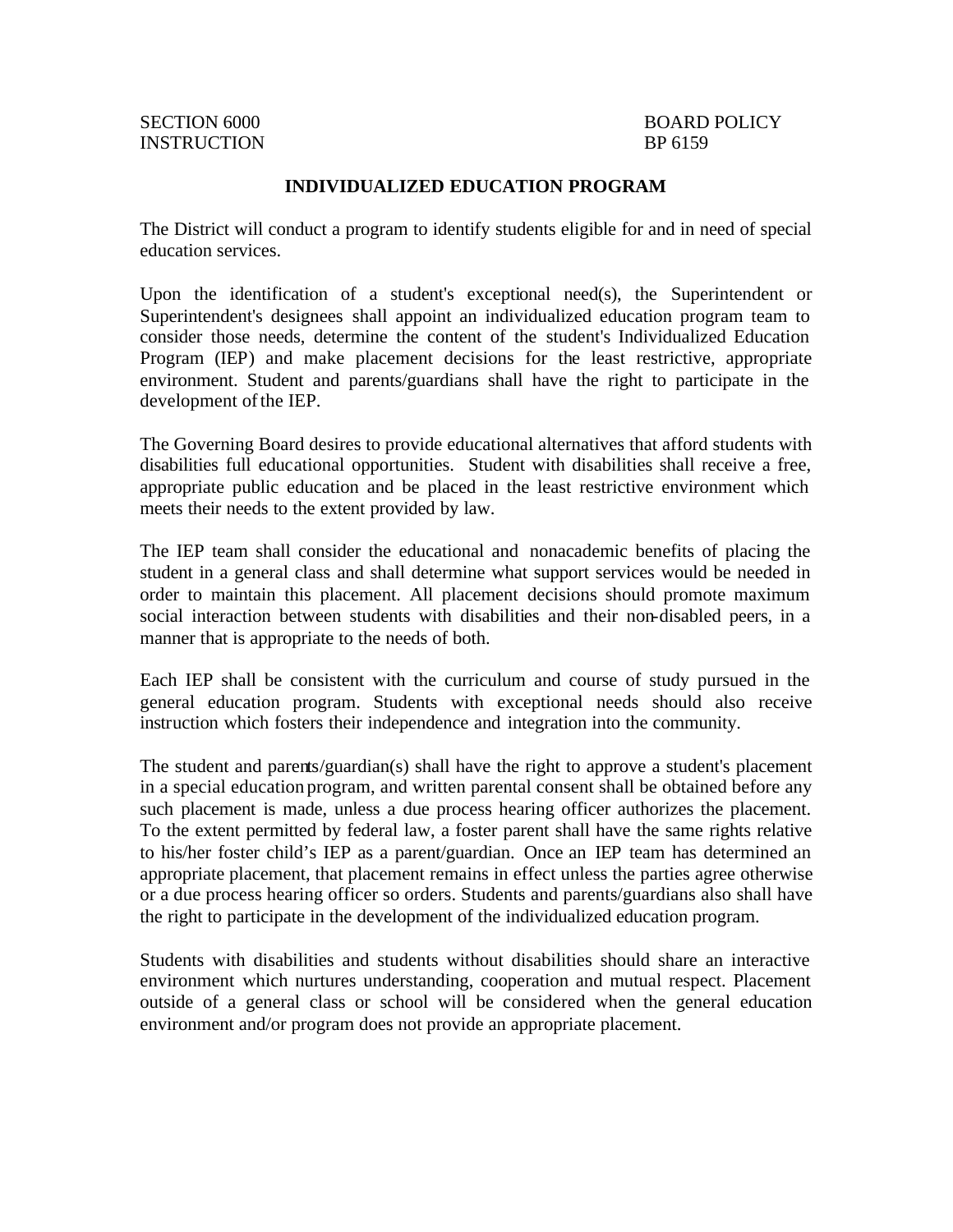SECTION 6000 BOARD POLICY
INSTRUCTION BP 6159

# INDIVIDUALIZED EDUCATION PROGRAM

The District will conduct a program to identify students eligible for and in need of special education services.

Upon the identification of a student's exceptional need(s), the Superintendent or Superintendent's designees shall appoint an individualized education program team to consider those needs, determine the content of the student's Individualized Education Program (IEP) and make placement decisions for the least restrictive, appropriate environment. Student and parents/guardians shall have the right to participate in the development of the IEP.

The Governing Board desires to provide educational alternatives that afford students with disabilities full educational opportunities. Student with disabilities shall receive a free, appropriate public education and be placed in the least restrictive environment which meets their needs to the extent provided by law.

The IEP team shall consider the educational and nonacademic benefits of placing the student in a general class and shall determine what support services would be needed in order to maintain this placement. All placement decisions should promote maximum social interaction between students with disabilities and their non-disabled peers, in a manner that is appropriate to the needs of both.

Each IEP shall be consistent with the curriculum and course of study pursued in the general education program. Students with exceptional needs should also receive instruction which fosters their independence and integration into the community.

The student and parents/guardian(s) shall have the right to approve a student's placement in a special education program, and written parental consent shall be obtained before any such placement is made, unless a due process hearing officer authorizes the placement. To the extent permitted by federal law, a foster parent shall have the same rights relative to his/her foster child's IEP as a parent/guardian. Once an IEP team has determined an appropriate placement, that placement remains in effect unless the parties agree otherwise or a due process hearing officer so orders. Students and parents/guardians also shall have the right to participate in the development of the individualized education program.

Students with disabilities and students without disabilities should share an interactive environment which nurtures understanding, cooperation and mutual respect. Placement outside of a general class or school will be considered when the general education environment and/or program does not provide an appropriate placement.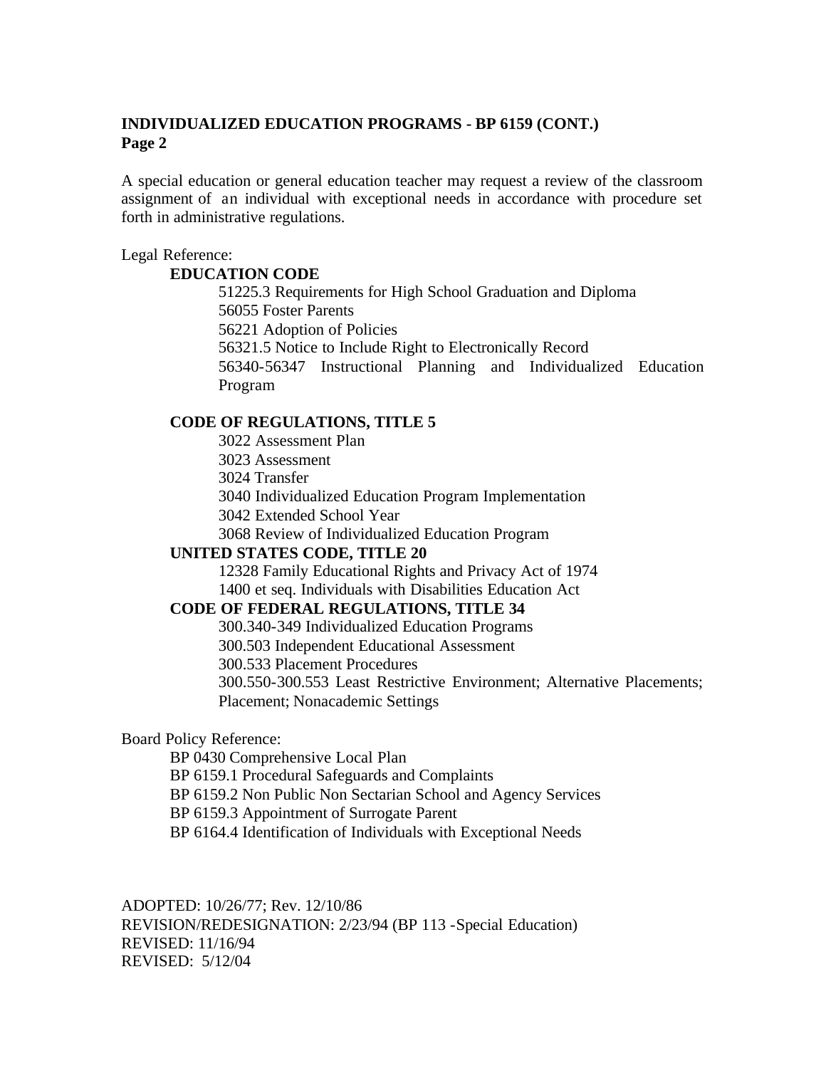**INDIVIDUALIZED EDUCATION PROGRAMS - BP 6159 (CONT.)**
**Page 2**

A special education or general education teacher may request a review of the classroom assignment of an individual with exceptional needs in accordance with procedure set forth in administrative regulations.

Legal Reference:

**EDUCATION CODE**

51225.3 Requirements for High School Graduation and Diploma
56055 Foster Parents
56221 Adoption of Policies
56321.5 Notice to Include Right to Electronically Record
56340-56347 Instructional Planning and Individualized Education Program

**CODE OF REGULATIONS, TITLE 5**

3022 Assessment Plan
3023 Assessment
3024 Transfer
3040 Individualized Education Program Implementation
3042 Extended School Year
3068 Review of Individualized Education Program

**UNITED STATES CODE, TITLE 20**

12328 Family Educational Rights and Privacy Act of 1974
1400 et seq. Individuals with Disabilities Education Act

**CODE OF FEDERAL REGULATIONS, TITLE 34**

300.340-349 Individualized Education Programs
300.503 Independent Educational Assessment
300.533 Placement Procedures
300.550-300.553 Least Restrictive Environment; Alternative Placements; Placement; Nonacademic Settings

Board Policy Reference:

BP 0430 Comprehensive Local Plan
BP 6159.1 Procedural Safeguards and Complaints
BP 6159.2 Non Public Non Sectarian School and Agency Services
BP 6159.3 Appointment of Surrogate Parent
BP 6164.4 Identification of Individuals with Exceptional Needs

ADOPTED: 10/26/77; Rev. 12/10/86
REVISION/REDESIGNATION: 2/23/94 (BP 113 -Special Education)
REVISED: 11/16/94
REVISED: 5/12/04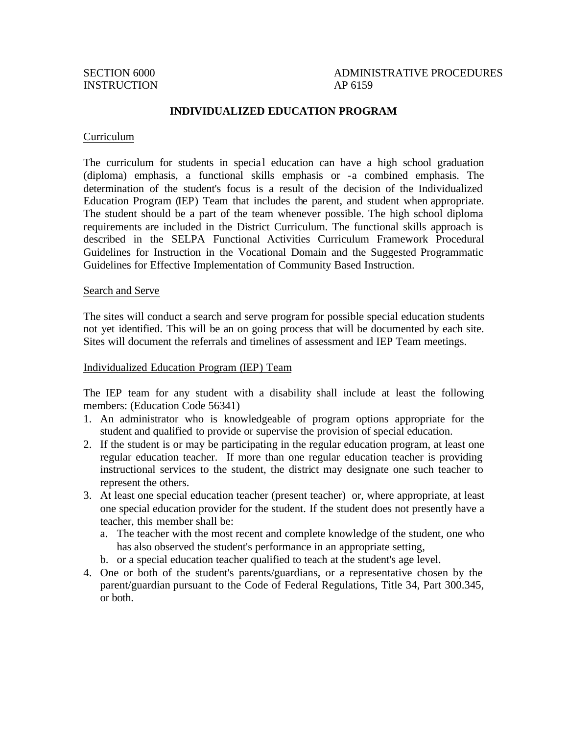SECTION 6000
INSTRUCTION

ADMINISTRATIVE PROCEDURES
AP 6159

# INDIVIDUALIZED EDUCATION PROGRAM

## Curriculum

The curriculum for students in special education can have a high school graduation (diploma) emphasis, a functional skills emphasis or -a combined emphasis. The determination of the student's focus is a result of the decision of the Individualized Education Program (IEP) Team that includes the parent, and student when appropriate. The student should be a part of the team whenever possible. The high school diploma requirements are included in the District Curriculum. The functional skills approach is described in the SELPA Functional Activities Curriculum Framework Procedural Guidelines for Instruction in the Vocational Domain and the Suggested Programmatic Guidelines for Effective Implementation of Community Based Instruction.

## Search and Serve

The sites will conduct a search and serve program for possible special education students not yet identified. This will be an on going process that will be documented by each site. Sites will document the referrals and timelines of assessment and IEP Team meetings.

## Individualized Education Program (IEP) Team

The IEP team for any student with a disability shall include at least the following members: (Education Code 56341)

1. An administrator who is knowledgeable of program options appropriate for the student and qualified to provide or supervise the provision of special education.
2. If the student is or may be participating in the regular education program, at least one regular education teacher. If more than one regular education teacher is providing instructional services to the student, the district may designate one such teacher to represent the others.
3. At least one special education teacher (present teacher) or, where appropriate, at least one special education provider for the student. If the student does not presently have a teacher, this member shall be:
   a. The teacher with the most recent and complete knowledge of the student, one who has also observed the student's performance in an appropriate setting,
   b. or a special education teacher qualified to teach at the student's age level.
4. One or both of the student's parents/guardians, or a representative chosen by the parent/guardian pursuant to the Code of Federal Regulations, Title 34, Part 300.345, or both.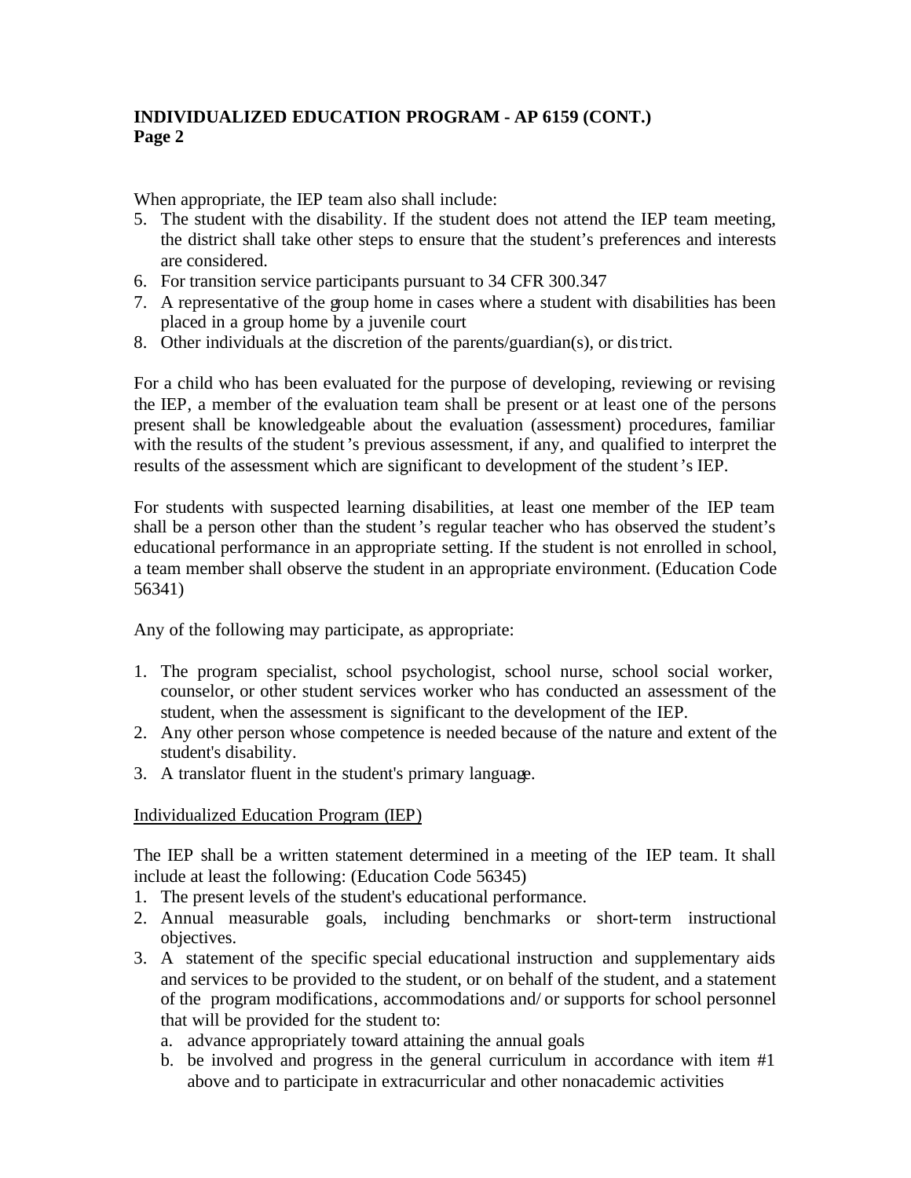When appropriate, the IEP team also shall include:

5. The student with the disability. If the student does not attend the IEP team meeting, the district shall take other steps to ensure that the student's preferences and interests are considered.
6. For transition service participants pursuant to 34 CFR 300.347
7. A representative of the group home in cases where a student with disabilities has been placed in a group home by a juvenile court
8. Other individuals at the discretion of the parents/guardian(s), or district.

For a child who has been evaluated for the purpose of developing, reviewing or revising the IEP, a member of the evaluation team shall be present or at least one of the persons present shall be knowledgeable about the evaluation (assessment) procedures, familiar with the results of the student's previous assessment, if any, and qualified to interpret the results of the assessment which are significant to development of the student's IEP.

For students with suspected learning disabilities, at least one member of the IEP team shall be a person other than the student's regular teacher who has observed the student's educational performance in an appropriate setting. If the student is not enrolled in school, a team member shall observe the student in an appropriate environment. (Education Code 56341)

Any of the following may participate, as appropriate:

1. The program specialist, school psychologist, school nurse, school social worker, counselor, or other student services worker who has conducted an assessment of the student, when the assessment is significant to the development of the IEP.
2. Any other person whose competence is needed because of the nature and extent of the student's disability.
3. A translator fluent in the student's primary language.

<u>Individualized Education Program (IEP)</u>

The IEP shall be a written statement determined in a meeting of the IEP team. It shall include at least the following: (Education Code 56345)

1. The present levels of the student's educational performance.
2. Annual measurable goals, including benchmarks or short-term instructional objectives.
3. A statement of the specific special educational instruction and supplementary aids and services to be provided to the student, or on behalf of the student, and a statement of the program modifications, accommodations and/or supports for school personnel that will be provided for the student to:
   a. advance appropriately toward attaining the annual goals
   b. be involved and progress in the general curriculum in accordance with item #1 above and to participate in extracurricular and other nonacademic activities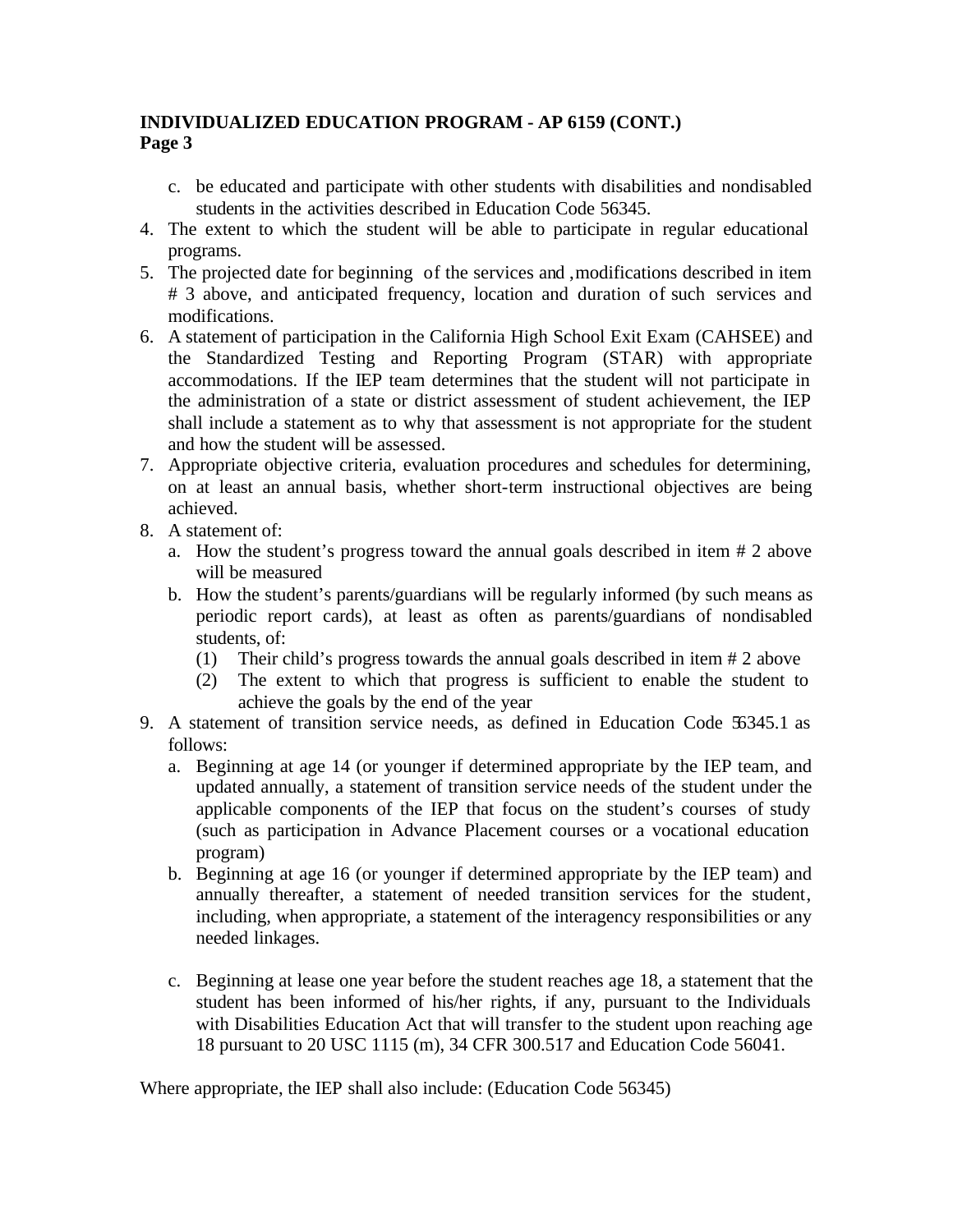**INDIVIDUALIZED EDUCATION PROGRAM - AP 6159 (CONT.)**
**Page 3**

c. be educated and participate with other students with disabilities and nondisabled students in the activities described in Education Code 56345.

4. The extent to which the student will be able to participate in regular educational programs.
5. The projected date for beginning of the services and , modifications described in item # 3 above, and anticipated frequency, location and duration of such services and modifications.
6. A statement of participation in the California High School Exit Exam (CAHSEE) and the Standardized Testing and Reporting Program (STAR) with appropriate accommodations. If the IEP team determines that the student will not participate in the administration of a state or district assessment of student achievement, the IEP shall include a statement as to why that assessment is not appropriate for the student and how the student will be assessed.
7. Appropriate objective criteria, evaluation procedures and schedules for determining, on at least an annual basis, whether short-term instructional objectives are being achieved.
8. A statement of:
   a. How the student's progress toward the annual goals described in item # 2 above will be measured
   b. How the student's parents/guardians will be regularly informed (by such means as periodic report cards), at least as often as parents/guardians of nondisabled students, of:
      (1) Their child's progress towards the annual goals described in item # 2 above
      (2) The extent to which that progress is sufficient to enable the student to achieve the goals by the end of the year
9. A statement of transition service needs, as defined in Education Code 56345.1 as follows:
   a. Beginning at age 14 (or younger if determined appropriate by the IEP team, and updated annually, a statement of transition service needs of the student under the applicable components of the IEP that focus on the student's courses of study (such as participation in Advance Placement courses or a vocational education program)
   b. Beginning at age 16 (or younger if determined appropriate by the IEP team) and annually thereafter, a statement of needed transition services for the student, including, when appropriate, a statement of the interagency responsibilities or any needed linkages.
   c. Beginning at lease one year before the student reaches age 18, a statement that the student has been informed of his/her rights, if any, pursuant to the Individuals with Disabilities Education Act that will transfer to the student upon reaching age 18 pursuant to 20 USC 1115 (m), 34 CFR 300.517 and Education Code 56041.

Where appropriate, the IEP shall also include: (Education Code 56345)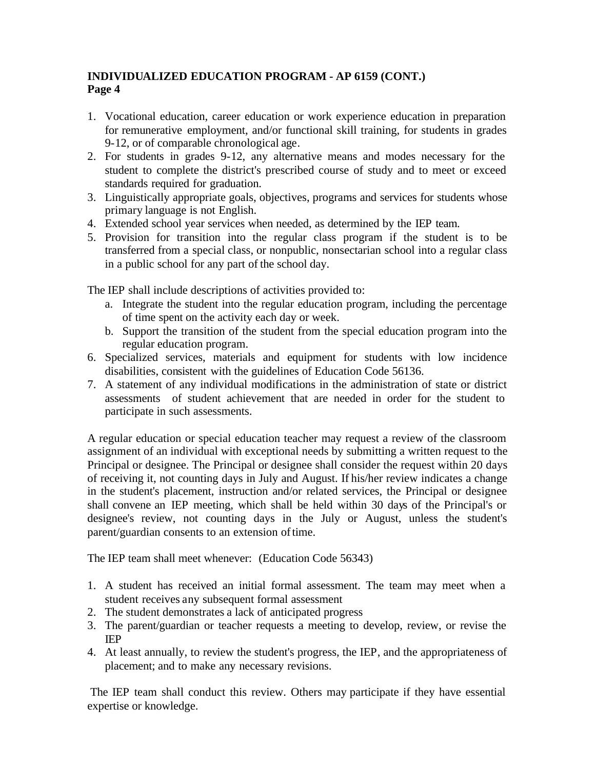1. Vocational education, career education or work experience education in preparation for remunerative employment, and/or functional skill training, for students in grades 9-12, or of comparable chronological age.
2. For students in grades 9-12, any alternative means and modes necessary for the student to complete the district's prescribed course of study and to meet or exceed standards required for graduation.
3. Linguistically appropriate goals, objectives, programs and services for students whose primary language is not English.
4. Extended school year services when needed, as determined by the IEP team.
5. Provision for transition into the regular class program if the student is to be transferred from a special class, or nonpublic, nonsectarian school into a regular class in a public school for any part of the school day.

The IEP shall include descriptions of activities provided to:

   a. Integrate the student into the regular education program, including the percentage of time spent on the activity each day or week.
   b. Support the transition of the student from the special education program into the regular education program.

6. Specialized services, materials and equipment for students with low incidence disabilities, consistent with the guidelines of Education Code 56136.
7. A statement of any individual modifications in the administration of state or district assessments of student achievement that are needed in order for the student to participate in such assessments.

A regular education or special education teacher may request a review of the classroom assignment of an individual with exceptional needs by submitting a written request to the Principal or designee. The Principal or designee shall consider the request within 20 days of receiving it, not counting days in July and August. If his/her review indicates a change in the student's placement, instruction and/or related services, the Principal or designee shall convene an IEP meeting, which shall be held within 30 days of the Principal's or designee's review, not counting days in the July or August, unless the student's parent/guardian consents to an extension of time.

The IEP team shall meet whenever: (Education Code 56343)

1. A student has received an initial formal assessment. The team may meet when a student receives any subsequent formal assessment
2. The student demonstrates a lack of anticipated progress
3. The parent/guardian or teacher requests a meeting to develop, review, or revise the IEP
4. At least annually, to review the student's progress, the IEP, and the appropriateness of placement; and to make any necessary revisions.

The IEP team shall conduct this review. Others may participate if they have essential expertise or knowledge.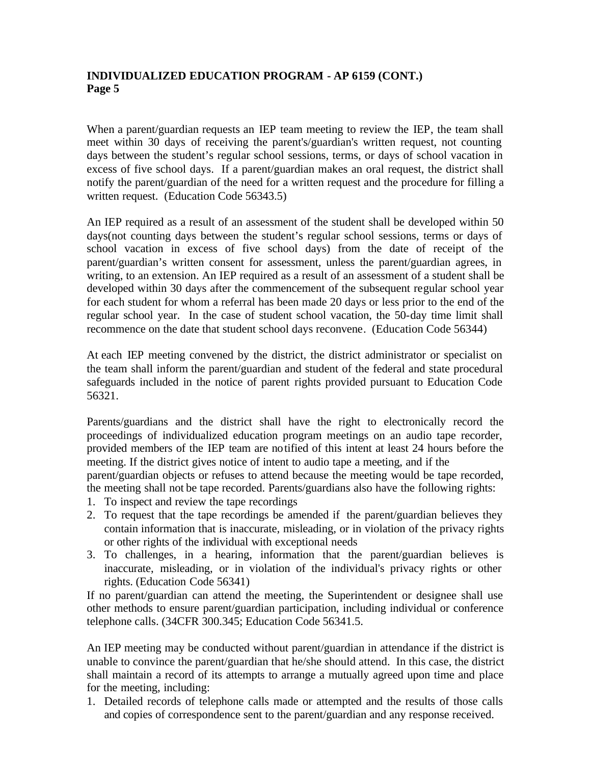When a parent/guardian requests an IEP team meeting to review the IEP, the team shall meet within 30 days of receiving the parent's/guardian's written request, not counting days between the student's regular school sessions, terms, or days of school vacation in excess of five school days. If a parent/guardian makes an oral request, the district shall notify the parent/guardian of the need for a written request and the procedure for filling a written request. (Education Code 56343.5)

An IEP required as a result of an assessment of the student shall be developed within 50 days(not counting days between the student's regular school sessions, terms or days of school vacation in excess of five school days) from the date of receipt of the parent/guardian's written consent for assessment, unless the parent/guardian agrees, in writing, to an extension. An IEP required as a result of an assessment of a student shall be developed within 30 days after the commencement of the subsequent regular school year for each student for whom a referral has been made 20 days or less prior to the end of the regular school year. In the case of student school vacation, the 50-day time limit shall recommence on the date that student school days reconvene. (Education Code 56344)

At each IEP meeting convened by the district, the district administrator or specialist on the team shall inform the parent/guardian and student of the federal and state procedural safeguards included in the notice of parent rights provided pursuant to Education Code 56321.

Parents/guardians and the district shall have the right to electronically record the proceedings of individualized education program meetings on an audio tape recorder, provided members of the IEP team are notified of this intent at least 24 hours before the meeting. If the district gives notice of intent to audio tape a meeting, and if the parent/guardian objects or refuses to attend because the meeting would be tape recorded, the meeting shall not be tape recorded. Parents/guardians also have the following rights:

1. To inspect and review the tape recordings
2. To request that the tape recordings be amended if the parent/guardian believes they contain information that is inaccurate, misleading, or in violation of the privacy rights or other rights of the individual with exceptional needs
3. To challenges, in a hearing, information that the parent/guardian believes is inaccurate, misleading, or in violation of the individual's privacy rights or other rights. (Education Code 56341)

If no parent/guardian can attend the meeting, the Superintendent or designee shall use other methods to ensure parent/guardian participation, including individual or conference telephone calls. (34CFR 300.345; Education Code 56341.5.

An IEP meeting may be conducted without parent/guardian in attendance if the district is unable to convince the parent/guardian that he/she should attend. In this case, the district shall maintain a record of its attempts to arrange a mutually agreed upon time and place for the meeting, including:

1. Detailed records of telephone calls made or attempted and the results of those calls and copies of correspondence sent to the parent/guardian and any response received.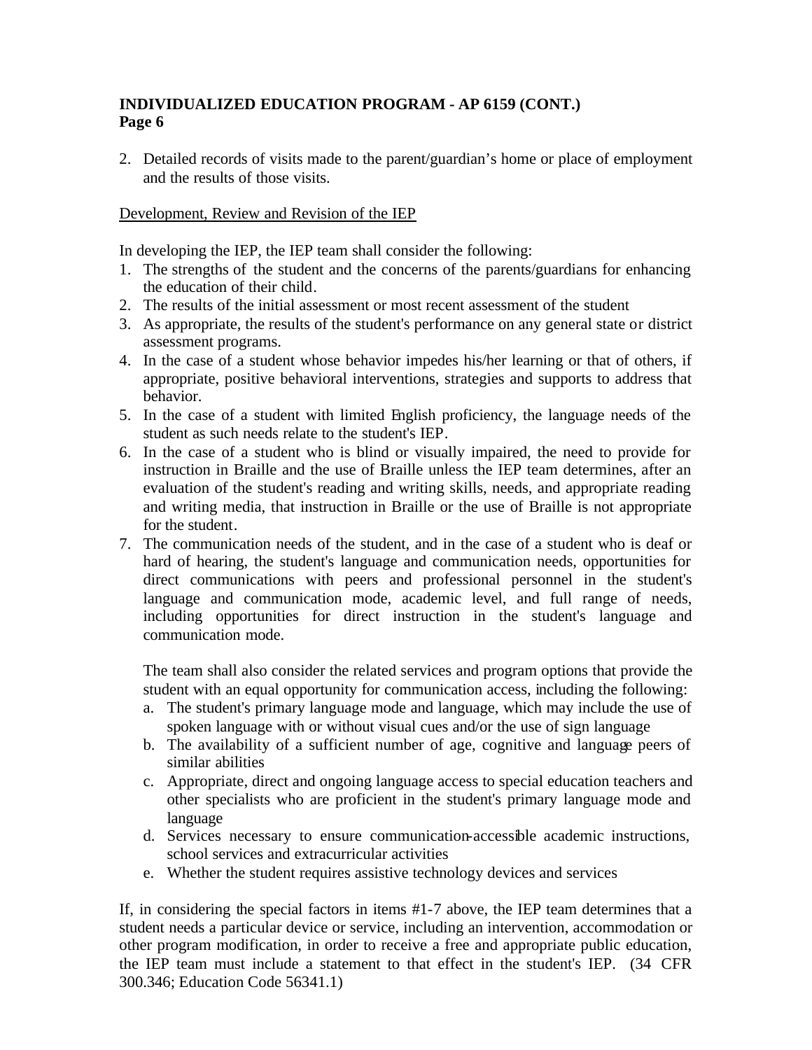2. Detailed records of visits made to the parent/guardian's home or place of employment and the results of those visits.

Development, Review and Revision of the IEP

In developing the IEP, the IEP team shall consider the following:

1. The strengths of the student and the concerns of the parents/guardians for enhancing the education of their child.
2. The results of the initial assessment or most recent assessment of the student
3. As appropriate, the results of the student's performance on any general state or district assessment programs.
4. In the case of a student whose behavior impedes his/her learning or that of others, if appropriate, positive behavioral interventions, strategies and supports to address that behavior.
5. In the case of a student with limited English proficiency, the language needs of the student as such needs relate to the student's IEP.
6. In the case of a student who is blind or visually impaired, the need to provide for instruction in Braille and the use of Braille unless the IEP team determines, after an evaluation of the student's reading and writing skills, needs, and appropriate reading and writing media, that instruction in Braille or the use of Braille is not appropriate for the student.
7. The communication needs of the student, and in the case of a student who is deaf or hard of hearing, the student's language and communication needs, opportunities for direct communications with peers and professional personnel in the student's language and communication mode, academic level, and full range of needs, including opportunities for direct instruction in the student's language and communication mode.

   The team shall also consider the related services and program options that provide the student with an equal opportunity for communication access, including the following:

   a. The student's primary language mode and language, which may include the use of spoken language with or without visual cues and/or the use of sign language
   b. The availability of a sufficient number of age, cognitive and language peers of similar abilities
   c. Appropriate, direct and ongoing language access to special education teachers and other specialists who are proficient in the student's primary language mode and language
   d. Services necessary to ensure communication-accessible academic instructions, school services and extracurricular activities
   e. Whether the student requires assistive technology devices and services

If, in considering the special factors in items #1-7 above, the IEP team determines that a student needs a particular device or service, including an intervention, accommodation or other program modification, in order to receive a free and appropriate public education, the IEP team must include a statement to that effect in the student's IEP. (34 CFR 300.346; Education Code 56341.1)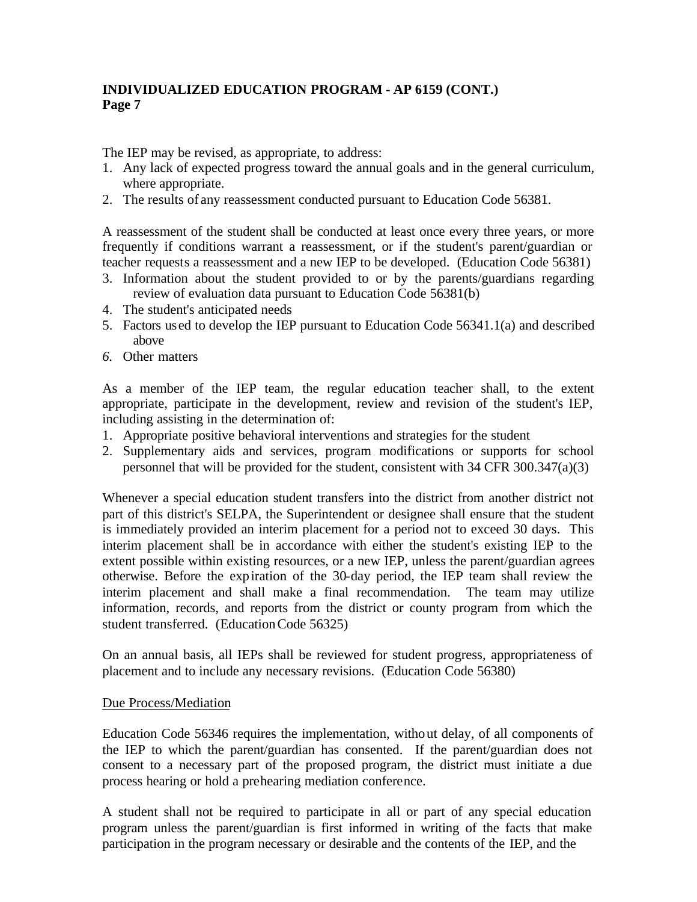The IEP may be revised, as appropriate, to address:

1. Any lack of expected progress toward the annual goals and in the general curriculum, where appropriate.
2. The results of any reassessment conducted pursuant to Education Code 56381.

A reassessment of the student shall be conducted at least once every three years, or more frequently if conditions warrant a reassessment, or if the student's parent/guardian or teacher requests a reassessment and a new IEP to be developed. (Education Code 56381)

3. Information about the student provided to or by the parents/guardians regarding review of evaluation data pursuant to Education Code 56381(b)
4. The student's anticipated needs
5. Factors used to develop the IEP pursuant to Education Code 56341.1(a) and described above
6. Other matters

As a member of the IEP team, the regular education teacher shall, to the extent appropriate, participate in the development, review and revision of the student's IEP, including assisting in the determination of:

1. Appropriate positive behavioral interventions and strategies for the student
2. Supplementary aids and services, program modifications or supports for school personnel that will be provided for the student, consistent with 34 CFR 300.347(a)(3)

Whenever a special education student transfers into the district from another district not part of this district's SELPA, the Superintendent or designee shall ensure that the student is immediately provided an interim placement for a period not to exceed 30 days. This interim placement shall be in accordance with either the student's existing IEP to the extent possible within existing resources, or a new IEP, unless the parent/guardian agrees otherwise. Before the expiration of the 30-day period, the IEP team shall review the interim placement and shall make a final recommendation. The team may utilize information, records, and reports from the district or county program from which the student transferred. (Education Code 56325)

On an annual basis, all IEPs shall be reviewed for student progress, appropriateness of placement and to include any necessary revisions. (Education Code 56380)

Due Process/Mediation

Education Code 56346 requires the implementation, without delay, of all components of the IEP to which the parent/guardian has consented. If the parent/guardian does not consent to a necessary part of the proposed program, the district must initiate a due process hearing or hold a prehearing mediation conference.

A student shall not be required to participate in all or part of any special education program unless the parent/guardian is first informed in writing of the facts that make participation in the program necessary or desirable and the contents of the IEP, and the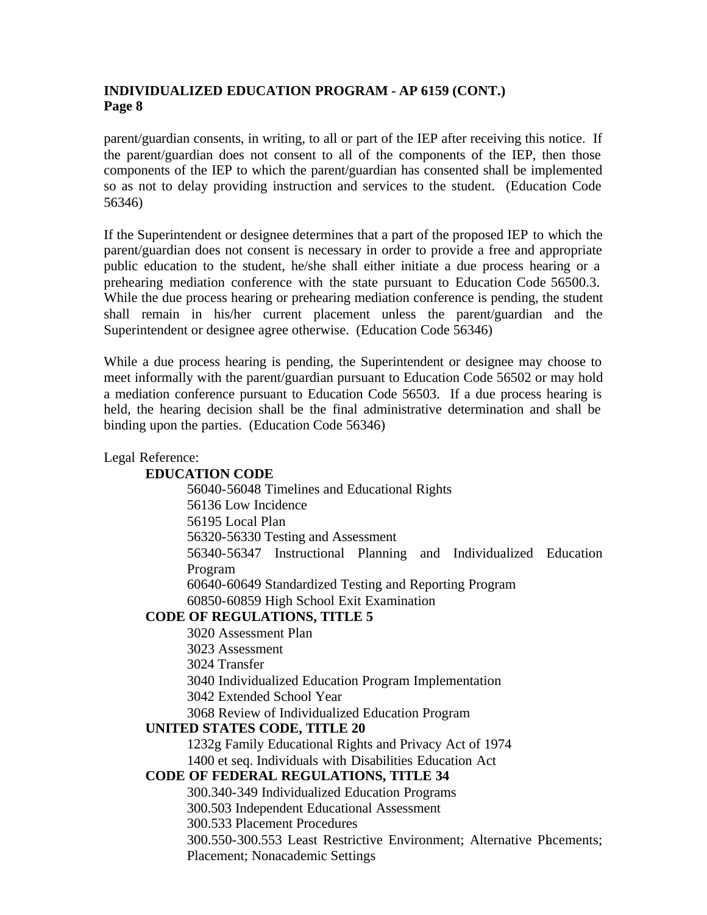parent/guardian consents, in writing, to all or part of the IEP after receiving this notice. If the parent/guardian does not consent to all of the components of the IEP, then those components of the IEP to which the parent/guardian has consented shall be implemented so as not to delay providing instruction and services to the student. (Education Code 56346)

If the Superintendent or designee determines that a part of the proposed IEP to which the parent/guardian does not consent is necessary in order to provide a free and appropriate public education to the student, he/she shall either initiate a due process hearing or a prehearing mediation conference with the state pursuant to Education Code 56500.3. While the due process hearing or prehearing mediation conference is pending, the student shall remain in his/her current placement unless the parent/guardian and the Superintendent or designee agree otherwise. (Education Code 56346)

While a due process hearing is pending, the Superintendent or designee may choose to meet informally with the parent/guardian pursuant to Education Code 56502 or may hold a mediation conference pursuant to Education Code 56503. If a due process hearing is held, the hearing decision shall be the final administrative determination and shall be binding upon the parties. (Education Code 56346)

Legal Reference:

**EDUCATION CODE**

56040-56048 Timelines and Educational Rights
56136 Low Incidence
56195 Local Plan
56320-56330 Testing and Assessment
56340-56347 Instructional Planning and Individualized Education Program
60640-60649 Standardized Testing and Reporting Program
60850-60859 High School Exit Examination

**CODE OF REGULATIONS, TITLE 5**

3020 Assessment Plan
3023 Assessment
3024 Transfer
3040 Individualized Education Program Implementation
3042 Extended School Year
3068 Review of Individualized Education Program

**UNITED STATES CODE, TITLE 20**

1232g Family Educational Rights and Privacy Act of 1974
1400 et seq. Individuals with Disabilities Education Act

**CODE OF FEDERAL REGULATIONS, TITLE 34**

300.340-349 Individualized Education Programs
300.503 Independent Educational Assessment
300.533 Placement Procedures
300.550-300.553 Least Restrictive Environment; Alternative Placements; Placement; Nonacademic Settings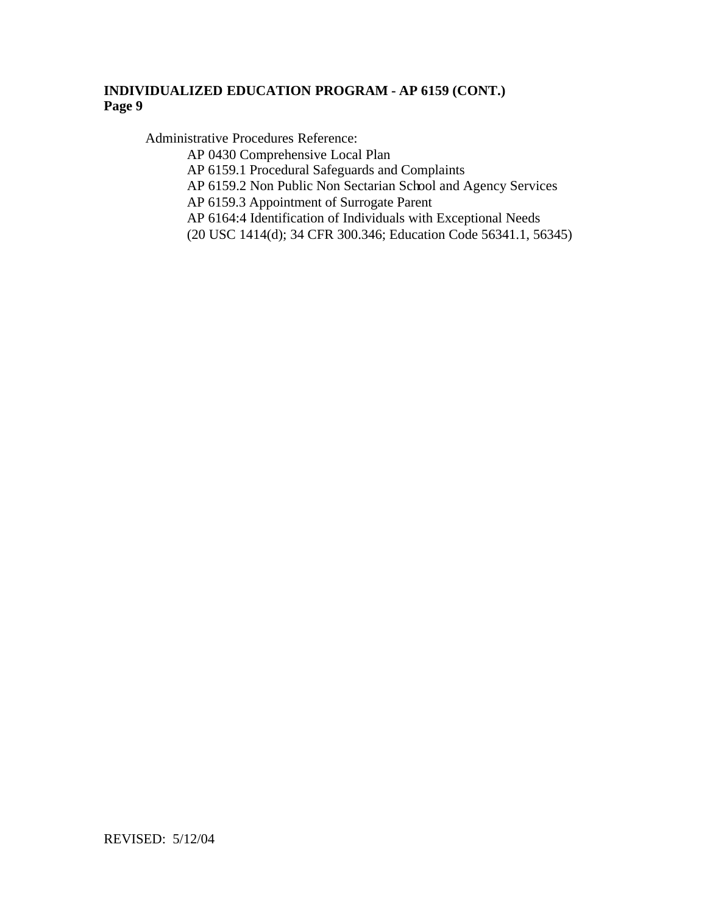Administrative Procedures Reference:

AP 0430 Comprehensive Local Plan
AP 6159.1 Procedural Safeguards and Complaints
AP 6159.2 Non Public Non Sectarian School and Agency Services
AP 6159.3 Appointment of Surrogate Parent
AP 6164:4 Identification of Individuals with Exceptional Needs
(20 USC 1414(d); 34 CFR 300.346; Education Code 56341.1, 56345)

REVISED: 5/12/04